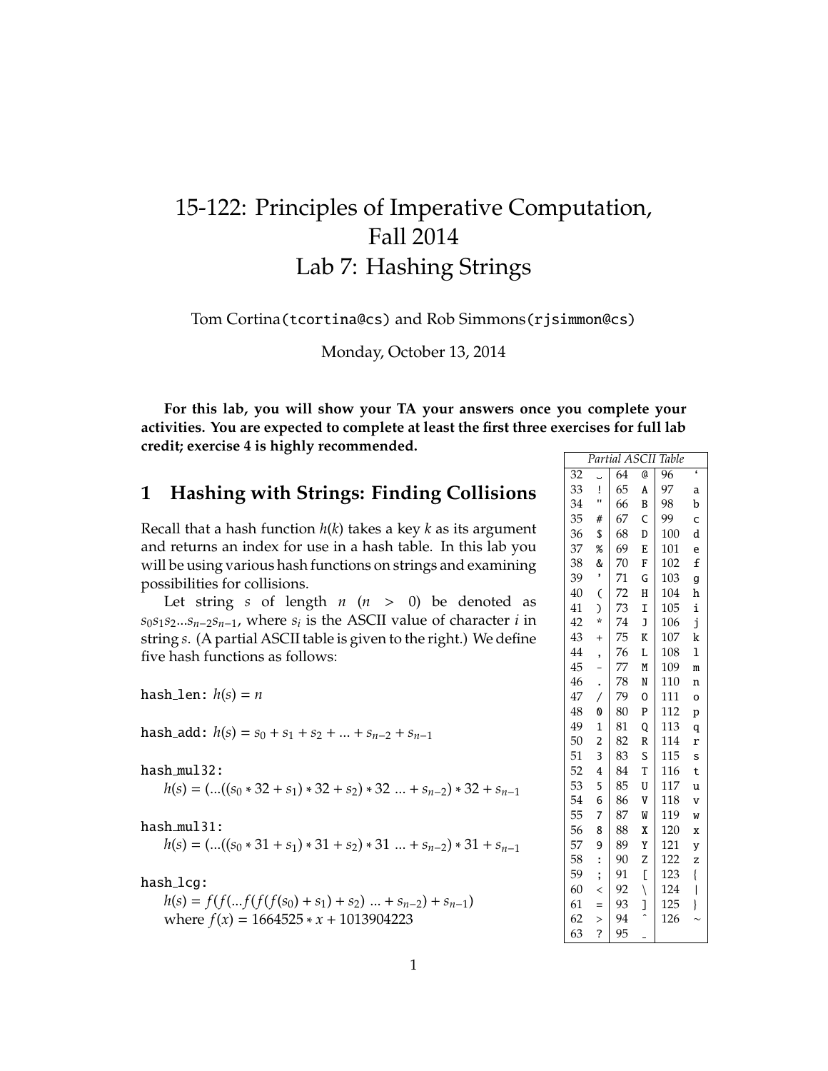# 15-122: Principles of Imperative Computation, Fall 2014
# Lab 7: Hashing Strings

Tom Cortina (tcortina@cs) and Rob Simmons (rjsimmon@cs)

Monday, October 13, 2014

**For this lab, you will show your TA your answers once you complete your activities. You are expected to complete at least the first three exercises for full lab credit; exercise 4 is highly recommended.**

## 1 Hashing with Strings: Finding Collisions

Recall that a hash function $h(k)$ takes a key $k$ as its argument and returns an index for use in a hash table. In this lab you will be using various hash functions on strings and examining possibilities for collisions.

Let string $s$ of length $n$ ($n > 0$) be denoted as $s_0 s_1 s_2 ... s_{n-2} s_{n-1}$, where $s_i$ is the ASCII value of character $i$ in string $s$. (A partial ASCII table is given to the right.) We define five hash functions as follows:

| *Partial ASCII Table* | | | | | |
|---|---|---|---|---|---|
| 32 | ␣ | 64 | @ | 96 | ‘ |
| 33 | ! | 65 | A | 97 | a |
| 34 | " | 66 | B | 98 | b |
| 35 | # | 67 | C | 99 | c |
| 36 | $ | 68 | D | 100 | d |
| 37 | % | 69 | E | 101 | e |
| 38 | & | 70 | F | 102 | f |
| 39 | ' | 71 | G | 103 | g |
| 40 | ( | 72 | H | 104 | h |
| 41 | ) | 73 | I | 105 | i |
| 42 | * | 74 | J | 106 | j |
| 43 | + | 75 | K | 107 | k |
| 44 | , | 76 | L | 108 | l |
| 45 | - | 77 | M | 109 | m |
| 46 | . | 78 | N | 110 | n |
| 47 | / | 79 | O | 111 | o |
| 48 | 0 | 80 | P | 112 | p |
| 49 | 1 | 81 | Q | 113 | q |
| 50 | 2 | 82 | R | 114 | r |
| 51 | 3 | 83 | S | 115 | s |
| 52 | 4 | 84 | T | 116 | t |
| 53 | 5 | 85 | U | 117 | u |
| 54 | 6 | 86 | V | 118 | v |
| 55 | 7 | 87 | W | 119 | w |
| 56 | 8 | 88 | X | 120 | x |
| 57 | 9 | 89 | Y | 121 | y |
| 58 | : | 90 | Z | 122 | z |
| 59 | ; | 91 | [ | 123 | { |
| 60 | < | 92 | \ | 124 | \| |
| 61 | = | 93 | ] | 125 | } |
| 62 | > | 94 | ^ | 126 | ~ |
| 63 | ? | 95 | _ | | |

hash_len: $h(s) = n$

hash_add: $h(s) = s_0 + s_1 + s_2 + ... + s_{n-2} + s_{n-1}$

hash_mul32:
$h(s) = (...((s_0 * 32 + s_1) * 32 + s_2) * 32 \; ... + s_{n-2}) * 32 + s_{n-1}$

hash_mul31:
$h(s) = (...((s_0 * 31 + s_1) * 31 + s_2) * 31 \; ... + s_{n-2}) * 31 + s_{n-1}$

hash_lcg:
$h(s) = f(f(...f(f(f(s_0) + s_1) + s_2) \; ... + s_{n-2}) + s_{n-1})$
where $f(x) = 1664525 * x + 1013904223$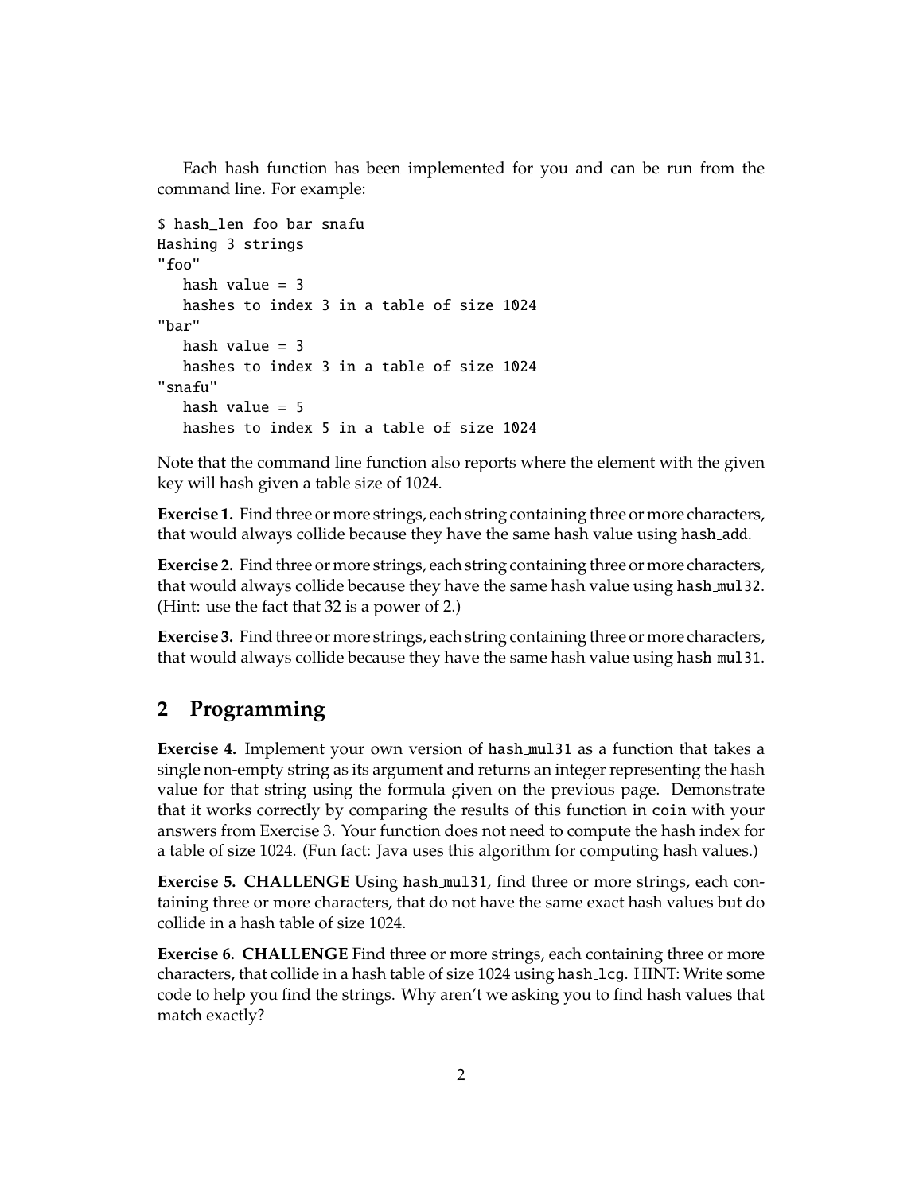Each hash function has been implemented for you and can be run from the command line. For example:

```
$ hash_len foo bar snafu
Hashing 3 strings
"foo"
   hash value = 3
   hashes to index 3 in a table of size 1024
"bar"
   hash value = 3
   hashes to index 3 in a table of size 1024
"snafu"
   hash value = 5
   hashes to index 5 in a table of size 1024
```

Note that the command line function also reports where the element with the given key will hash given a table size of 1024.

**Exercise 1.** Find three or more strings, each string containing three or more characters, that would always collide because they have the same hash value using `hash_add`.

**Exercise 2.** Find three or more strings, each string containing three or more characters, that would always collide because they have the same hash value using `hash_mul32`. (Hint: use the fact that 32 is a power of 2.)

**Exercise 3.** Find three or more strings, each string containing three or more characters, that would always collide because they have the same hash value using `hash_mul31`.

## 2 Programming

**Exercise 4.** Implement your own version of `hash_mul31` as a function that takes a single non-empty string as its argument and returns an integer representing the hash value for that string using the formula given on the previous page. Demonstrate that it works correctly by comparing the results of this function in `coin` with your answers from Exercise 3. Your function does not need to compute the hash index for a table of size 1024. (Fun fact: Java uses this algorithm for computing hash values.)

**Exercise 5. CHALLENGE** Using `hash_mul31`, find three or more strings, each containing three or more characters, that do not have the same exact hash values but do collide in a hash table of size 1024.

**Exercise 6. CHALLENGE** Find three or more strings, each containing three or more characters, that collide in a hash table of size 1024 using `hash_lcg`. HINT: Write some code to help you find the strings. Why aren't we asking you to find hash values that match exactly?